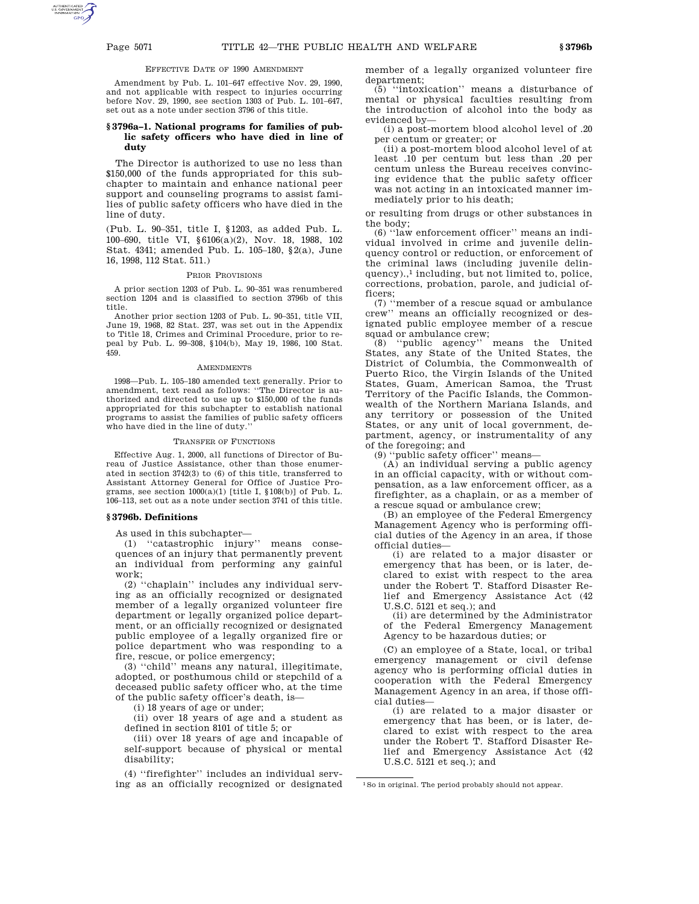EFFECTIVE DATE OF 1990 AMENDMENT

Amendment by Pub. L. 101–647 effective Nov. 29, 1990, and not applicable with respect to injuries occurring before Nov. 29, 1990, see section 1303 of Pub. L. 101–647, set out as a note under section 3796 of this title.

## § 3796a–1. National programs for families of public safety officers who have died in line of duty

The Director is authorized to use no less than $150,000 of the funds appropriated for this subchapter to maintain and enhance national peer support and counseling programs to assist families of public safety officers who have died in the line of duty.

(Pub. L. 90–351, title I, § 1203, as added Pub. L. 100–690, title VI, § 6106(a)(2), Nov. 18, 1988, 102 Stat. 4341; amended Pub. L. 105–180, § 2(a), June 16, 1998, 112 Stat. 511.)

PRIOR PROVISIONS

A prior section 1203 of Pub. L. 90–351 was renumbered section 1204 and is classified to section 3796b of this title.

Another prior section 1203 of Pub. L. 90–351, title VII, June 19, 1968, 82 Stat. 237, was set out in the Appendix to Title 18, Crimes and Criminal Procedure, prior to repeal by Pub. L. 99–308, § 104(b), May 19, 1986, 100 Stat. 459.

AMENDMENTS

1998—Pub. L. 105–180 amended text generally. Prior to amendment, text read as follows: "The Director is authorized and directed to use up to $150,000 of the funds appropriated for this subchapter to establish national programs to assist the families of public safety officers who have died in the line of duty."

TRANSFER OF FUNCTIONS

Effective Aug. 1, 2000, all functions of Director of Bureau of Justice Assistance, other than those enumerated in section 3742(3) to (6) of this title, transferred to Assistant Attorney General for Office of Justice Programs, see section 1000(a)(1) [title I, § 108(b)] of Pub. L. 106–113, set out as a note under section 3741 of this title.

## § 3796b. Definitions

As used in this subchapter—

(1) "catastrophic injury" means consequences of an injury that permanently prevent an individual from performing any gainful work;

(2) "chaplain" includes any individual serving as an officially recognized or designated member of a legally organized volunteer fire department or legally organized police department, or an officially recognized or designated public employee of a legally organized fire or police department who was responding to a fire, rescue, or police emergency;

(3) "child" means any natural, illegitimate, adopted, or posthumous child or stepchild of a deceased public safety officer who, at the time of the public safety officer's death, is—

(i) 18 years of age or under;

(ii) over 18 years of age and a student as defined in section 8101 of title 5; or

(iii) over 18 years of age and incapable of self-support because of physical or mental disability;

(4) "firefighter" includes an individual serving as an officially recognized or designated member of a legally organized volunteer fire department;

(5) "intoxication" means a disturbance of mental or physical faculties resulting from the introduction of alcohol into the body as evidenced by—

(i) a post-mortem blood alcohol level of .20 per centum or greater; or

(ii) a post-mortem blood alcohol level of at least .10 per centum but less than .20 per centum unless the Bureau receives convincing evidence that the public safety officer was not acting in an intoxicated manner immediately prior to his death;

or resulting from drugs or other substances in the body;

(6) "law enforcement officer" means an individual involved in crime and juvenile delinquency control or reduction, or enforcement of the criminal laws (including juvenile delinquency).,[1] including, but not limited to, police, corrections, probation, parole, and judicial officers;

(7) "member of a rescue squad or ambulance crew" means an officially recognized or designated public employee member of a rescue squad or ambulance crew;

(8) "public agency" means the United States, any State of the United States, the District of Columbia, the Commonwealth of Puerto Rico, the Virgin Islands of the United States, Guam, American Samoa, the Trust Territory of the Pacific Islands, the Commonwealth of the Northern Mariana Islands, and any territory or possession of the United States, or any unit of local government, department, agency, or instrumentality of any of the foregoing; and

(9) "public safety officer" means—

(A) an individual serving a public agency in an official capacity, with or without compensation, as a law enforcement officer, as a firefighter, as a chaplain, or as a member of a rescue squad or ambulance crew;

(B) an employee of the Federal Emergency Management Agency who is performing official duties of the Agency in an area, if those official duties—

(i) are related to a major disaster or emergency that has been, or is later, declared to exist with respect to the area under the Robert T. Stafford Disaster Relief and Emergency Assistance Act (42 U.S.C. 5121 et seq.); and

(ii) are determined by the Administrator of the Federal Emergency Management Agency to be hazardous duties; or

(C) an employee of a State, local, or tribal emergency management or civil defense agency who is performing official duties in cooperation with the Federal Emergency Management Agency in an area, if those official duties—

(i) are related to a major disaster or emergency that has been, or is later, declared to exist with respect to the area under the Robert T. Stafford Disaster Relief and Emergency Assistance Act (42 U.S.C. 5121 et seq.); and

[1] So in original. The period probably should not appear.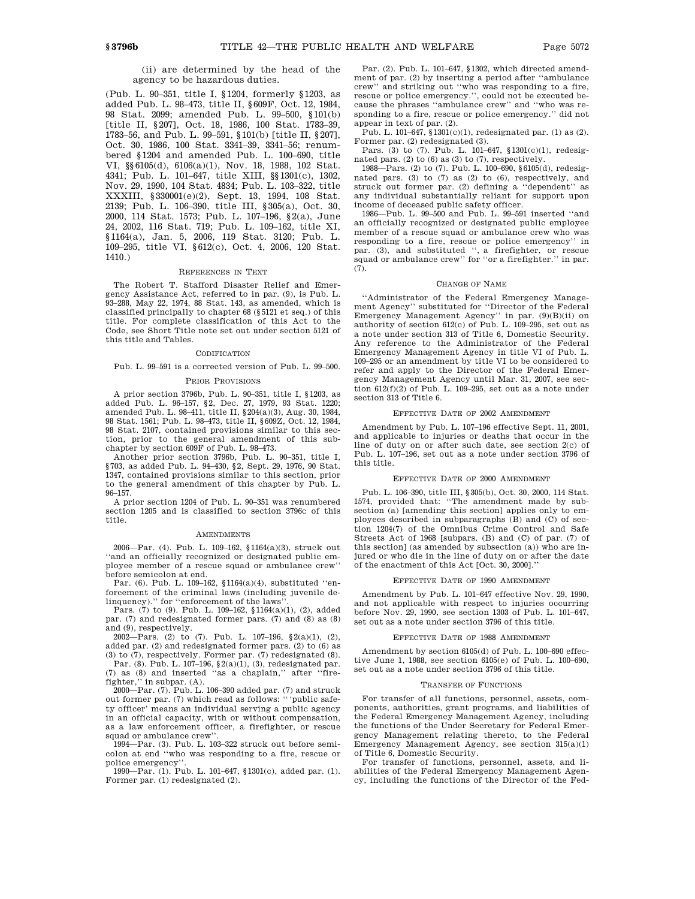(ii) are determined by the head of the agency to be hazardous duties.

(Pub. L. 90–351, title I, §1204, formerly §1203, as added Pub. L. 98–473, title II, §609F, Oct. 12, 1984, 98 Stat. 2099; amended Pub. L. 99–500, §101(b) [title II, §207], Oct. 18, 1986, 100 Stat. 1783–39, 1783–56, and Pub. L. 99–591, §101(b) [title II, §207], Oct. 30, 1986, 100 Stat. 3341–39, 3341–56; renumbered §1204 and amended Pub. L. 100–690, title VI, §§6105(d), 6106(a)(1), Nov. 18, 1988, 102 Stat. 4341; Pub. L. 101–647, title XIII, §§1301(c), 1302, Nov. 29, 1990, 104 Stat. 4834; Pub. L. 103–322, title XXXIII, §330001(e)(2), Sept. 13, 1994, 108 Stat. 2139; Pub. L. 106–390, title III, §305(a), Oct. 30, 2000, 114 Stat. 1573; Pub. L. 107–196, §2(a), June 24, 2002, 116 Stat. 719; Pub. L. 109–162, title XI, §1164(a), Jan. 5, 2006, 119 Stat. 3120; Pub. L. 109–295, title VI, §612(c), Oct. 4, 2006, 120 Stat. 1410.)

## REFERENCES IN TEXT

The Robert T. Stafford Disaster Relief and Emergency Assistance Act, referred to in par. (9), is Pub. L. 93–288, May 22, 1974, 88 Stat. 143, as amended, which is classified principally to chapter 68 (§5121 et seq.) of this title. For complete classification of this Act to the Code, see Short Title note set out under section 5121 of this title and Tables.

## CODIFICATION

Pub. L. 99–591 is a corrected version of Pub. L. 99–500.

## PRIOR PROVISIONS

A prior section 3796b, Pub. L. 90–351, title I, §1203, as added Pub. L. 96–157, §2, Dec. 27, 1979, 93 Stat. 1220; amended Pub. L. 98–411, title II, §204(a)(3), Aug. 30, 1984, 98 Stat. 1561; Pub. L. 98–473, title II, §609Z, Oct. 12, 1984, 98 Stat. 2107, contained provisions similar to this section, prior to the general amendment of this subchapter by section 609F of Pub. L. 98–473.

Another prior section 3796b, Pub. L. 90–351, title I, §703, as added Pub. L. 94–430, §2, Sept. 29, 1976, 90 Stat. 1347, contained provisions similar to this section, prior to the general amendment of this chapter by Pub. L. 96–157.

A prior section 1204 of Pub. L. 90–351 was renumbered section 1205 and is classified to section 3796c of this title.

## AMENDMENTS

2006—Par. (4). Pub. L. 109–162, §1164(a)(3), struck out "and an officially recognized or designated public employee member of a rescue squad or ambulance crew" before semicolon at end.

Par. (6). Pub. L. 109–162, §1164(a)(4), substituted "enforcement of the criminal laws (including juvenile delinquency)." for "enforcement of the laws".

Pars. (7) to (9). Pub. L. 109–162, §1164(a)(1), (2), added par. (7) and redesignated former pars. (7) and (8) as (8) and (9), respectively.

2002—Pars. (2) to (7). Pub. L. 107–196, §2(a)(1), (2), added par. (2) and redesignated former pars. (2) to (6) as (3) to (7), respectively. Former par. (7) redesignated (8).

Par. (8). Pub. L. 107–196, §2(a)(1), (3), redesignated par. (7) as (8) and inserted "as a chaplain," after "firefighter," in subpar. (A).

2000—Par. (7). Pub. L. 106–390 added par. (7) and struck out former par. (7) which read as follows: "'public safety officer' means an individual serving a public agency in an official capacity, with or without compensation, as a law enforcement officer, a firefighter, or rescue squad or ambulance crew".

1994—Par. (3). Pub. L. 103–322 struck out before semicolon at end "who was responding to a fire, rescue or police emergency".

1990—Par. (1). Pub. L. 101–647, §1301(c), added par. (1). Former par. (1) redesignated (2).

Par. (2). Pub. L. 101–647, §1302, which directed amendment of par. (2) by inserting a period after "ambulance crew" and striking out "who was responding to a fire, rescue or police emergency.", could not be executed because the phrases "ambulance crew" and "who was responding to a fire, rescue or police emergency." did not appear in text of par. (2).

Pub. L. 101–647, §1301(c)(1), redesignated par. (1) as (2). Former par. (2) redesignated (3).

Pars. (3) to (7). Pub. L. 101–647, §1301(c)(1), redesignated pars. (2) to (6) as (3) to (7), respectively.

1988—Pars. (2) to (7). Pub. L. 100–690, §6105(d), redesignated pars. (3) to (7) as (2) to (6), respectively, and struck out former par. (2) defining a "dependent" as any individual substantially reliant for support upon income of deceased public safety officer.

1986—Pub. L. 99–500 and Pub. L. 99–591 inserted "and an officially recognized or designated public employee member of a rescue squad or ambulance crew who was responding to a fire, rescue or police emergency" in par. (3), and substituted ", a firefighter, or rescue squad or ambulance crew" for "or a firefighter." in par. (7).

## CHANGE OF NAME

"Administrator of the Federal Emergency Management Agency" substituted for "Director of the Federal Emergency Management Agency" in par. (9)(B)(ii) on authority of section 612(c) of Pub. L. 109–295, set out as a note under section 313 of Title 6, Domestic Security. Any reference to the Administrator of the Federal Emergency Management Agency in title VI of Pub. L. 109–295 or an amendment by title VI to be considered to refer and apply to the Director of the Federal Emergency Management Agency until Mar. 31, 2007, see section 612(f)(2) of Pub. L. 109–295, set out as a note under section 313 of Title 6.

## EFFECTIVE DATE OF 2002 AMENDMENT

Amendment by Pub. L. 107–196 effective Sept. 11, 2001, and applicable to injuries or deaths that occur in the line of duty on or after such date, see section 2(c) of Pub. L. 107–196, set out as a note under section 3796 of this title.

## EFFECTIVE DATE OF 2000 AMENDMENT

Pub. L. 106–390, title III, §305(b), Oct. 30, 2000, 114 Stat. 1574, provided that: "The amendment made by subsection (a) [amending this section] applies only to employees described in subparagraphs (B) and (C) of section 1204(7) of the Omnibus Crime Control and Safe Streets Act of 1968 [subpars. (B) and (C) of par. (7) of this section] (as amended by subsection (a)) who are injured or who die in the line of duty on or after the date of the enactment of this Act [Oct. 30, 2000]."

## EFFECTIVE DATE OF 1990 AMENDMENT

Amendment by Pub. L. 101–647 effective Nov. 29, 1990, and not applicable with respect to injuries occurring before Nov. 29, 1990, see section 1303 of Pub. L. 101–647, set out as a note under section 3796 of this title.

## EFFECTIVE DATE OF 1988 AMENDMENT

Amendment by section 6105(d) of Pub. L. 100–690 effective June 1, 1988, see section 6105(e) of Pub. L. 100–690, set out as a note under section 3796 of this title.

## TRANSFER OF FUNCTIONS

For transfer of all functions, personnel, assets, components, authorities, grant programs, and liabilities of the Federal Emergency Management Agency, including the functions of the Under Secretary for Federal Emergency Management relating thereto, to the Federal Emergency Management Agency, see section 315(a)(1) of Title 6, Domestic Security.

For transfer of functions, personnel, assets, and liabilities of the Federal Emergency Management Agency, including the functions of the Director of the Fed-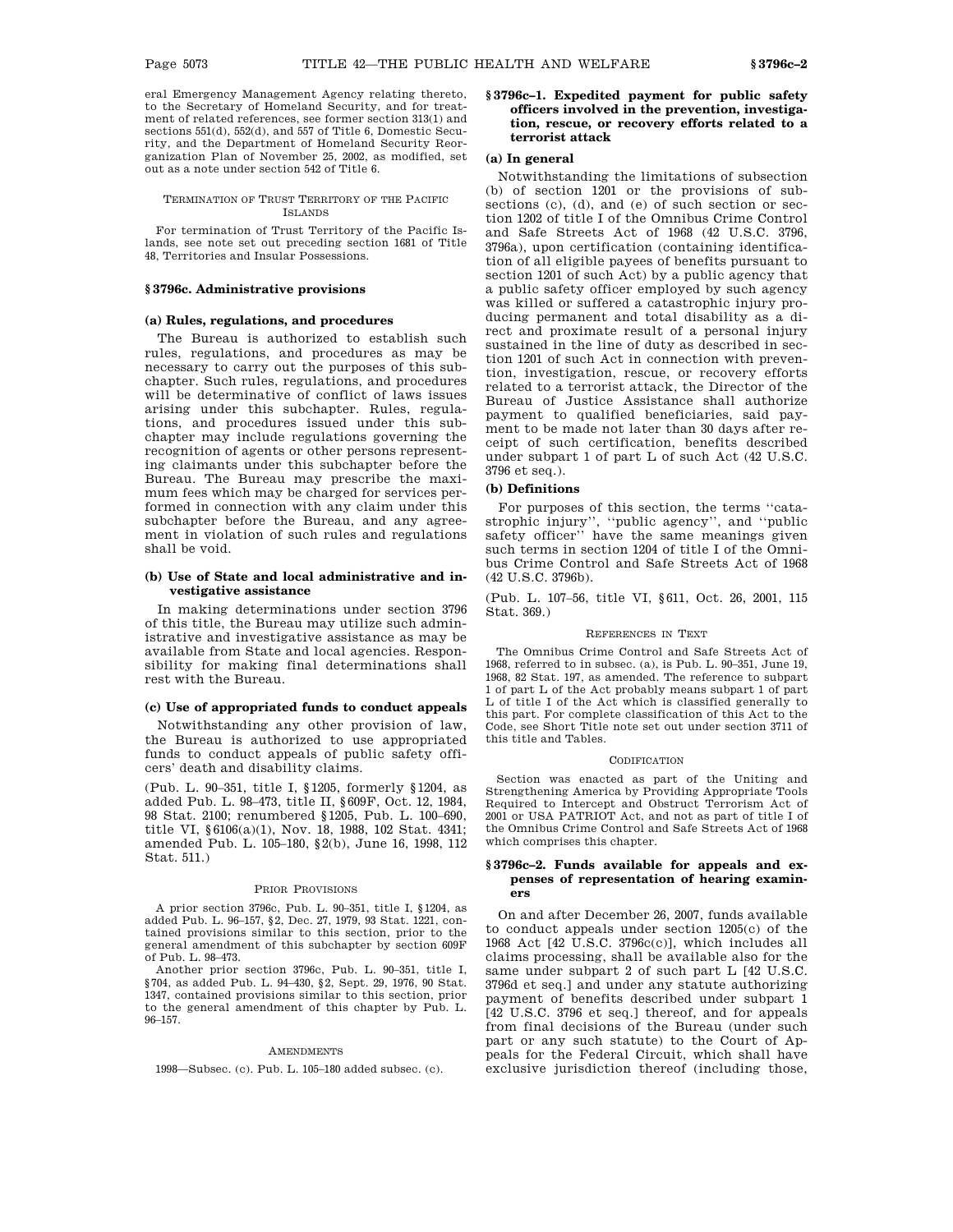eral Emergency Management Agency relating thereto, to the Secretary of Homeland Security, and for treatment of related references, see former section 313(1) and sections 551(d), 552(d), and 557 of Title 6, Domestic Security, and the Department of Homeland Security Reorganization Plan of November 25, 2002, as modified, set out as a note under section 542 of Title 6.

TERMINATION OF TRUST TERRITORY OF THE PACIFIC ISLANDS

For termination of Trust Territory of the Pacific Islands, see note set out preceding section 1681 of Title 48, Territories and Insular Possessions.

## § 3796c. Administrative provisions

### (a) Rules, regulations, and procedures

The Bureau is authorized to establish such rules, regulations, and procedures as may be necessary to carry out the purposes of this subchapter. Such rules, regulations, and procedures will be determinative of conflict of laws issues arising under this subchapter. Rules, regulations, and procedures issued under this subchapter may include regulations governing the recognition of agents or other persons representing claimants under this subchapter before the Bureau. The Bureau may prescribe the maximum fees which may be charged for services performed in connection with any claim under this subchapter before the Bureau, and any agreement in violation of such rules and regulations shall be void.

### (b) Use of State and local administrative and investigative assistance

In making determinations under section 3796 of this title, the Bureau may utilize such administrative and investigative assistance as may be available from State and local agencies. Responsibility for making final determinations shall rest with the Bureau.

### (c) Use of appropriated funds to conduct appeals

Notwithstanding any other provision of law, the Bureau is authorized to use appropriated funds to conduct appeals of public safety officers' death and disability claims.

(Pub. L. 90–351, title I, §1205, formerly §1204, as added Pub. L. 98–473, title II, §609F, Oct. 12, 1984, 98 Stat. 2100; renumbered §1205, Pub. L. 100–690, title VI, §6106(a)(1), Nov. 18, 1988, 102 Stat. 4341; amended Pub. L. 105–180, §2(b), June 16, 1998, 112 Stat. 511.)

PRIOR PROVISIONS

A prior section 3796c, Pub. L. 90–351, title I, §1204, as added Pub. L. 96–157, §2, Dec. 27, 1979, 93 Stat. 1221, contained provisions similar to this section, prior to the general amendment of this subchapter by section 609F of Pub. L. 98–473.

Another prior section 3796c, Pub. L. 90–351, title I, §704, as added Pub. L. 94–430, §2, Sept. 29, 1976, 90 Stat. 1347, contained provisions similar to this section, prior to the general amendment of this chapter by Pub. L. 96–157.

AMENDMENTS

1998—Subsec. (c). Pub. L. 105–180 added subsec. (c).

## § 3796c–1. Expedited payment for public safety officers involved in the prevention, investigation, rescue, or recovery efforts related to a terrorist attack

### (a) In general

Notwithstanding the limitations of subsection (b) of section 1201 or the provisions of subsections (c), (d), and (e) of such section or section 1202 of title I of the Omnibus Crime Control and Safe Streets Act of 1968 (42 U.S.C. 3796, 3796a), upon certification (containing identification of all eligible payees of benefits pursuant to section 1201 of such Act) by a public agency that a public safety officer employed by such agency was killed or suffered a catastrophic injury producing permanent and total disability as a direct and proximate result of a personal injury sustained in the line of duty as described in section 1201 of such Act in connection with prevention, investigation, rescue, or recovery efforts related to a terrorist attack, the Director of the Bureau of Justice Assistance shall authorize payment to qualified beneficiaries, said payment to be made not later than 30 days after receipt of such certification, benefits described under subpart 1 of part L of such Act (42 U.S.C. 3796 et seq.).

### (b) Definitions

For purposes of this section, the terms "catastrophic injury", "public agency", and "public safety officer" have the same meanings given such terms in section 1204 of title I of the Omnibus Crime Control and Safe Streets Act of 1968 (42 U.S.C. 3796b).

(Pub. L. 107–56, title VI, §611, Oct. 26, 2001, 115 Stat. 369.)

REFERENCES IN TEXT

The Omnibus Crime Control and Safe Streets Act of 1968, referred to in subsec. (a), is Pub. L. 90–351, June 19, 1968, 82 Stat. 197, as amended. The reference to subpart 1 of part L of the Act probably means subpart 1 of part L of title I of the Act which is classified generally to this part. For complete classification of this Act to the Code, see Short Title note set out under section 3711 of this title and Tables.

CODIFICATION

Section was enacted as part of the Uniting and Strengthening America by Providing Appropriate Tools Required to Intercept and Obstruct Terrorism Act of 2001 or USA PATRIOT Act, and not as part of title I of the Omnibus Crime Control and Safe Streets Act of 1968 which comprises this chapter.

## § 3796c–2. Funds available for appeals and expenses of representation of hearing examiners

On and after December 26, 2007, funds available to conduct appeals under section 1205(c) of the 1968 Act [42 U.S.C. 3796c(c)], which includes all claims processing, shall be available also for the same under subpart 2 of such part L [42 U.S.C. 3796d et seq.] and under any statute authorizing payment of benefits described under subpart 1 [42 U.S.C. 3796 et seq.] thereof, and for appeals from final decisions of the Bureau (under such part or any such statute) to the Court of Appeals for the Federal Circuit, which shall have exclusive jurisdiction thereof (including those,